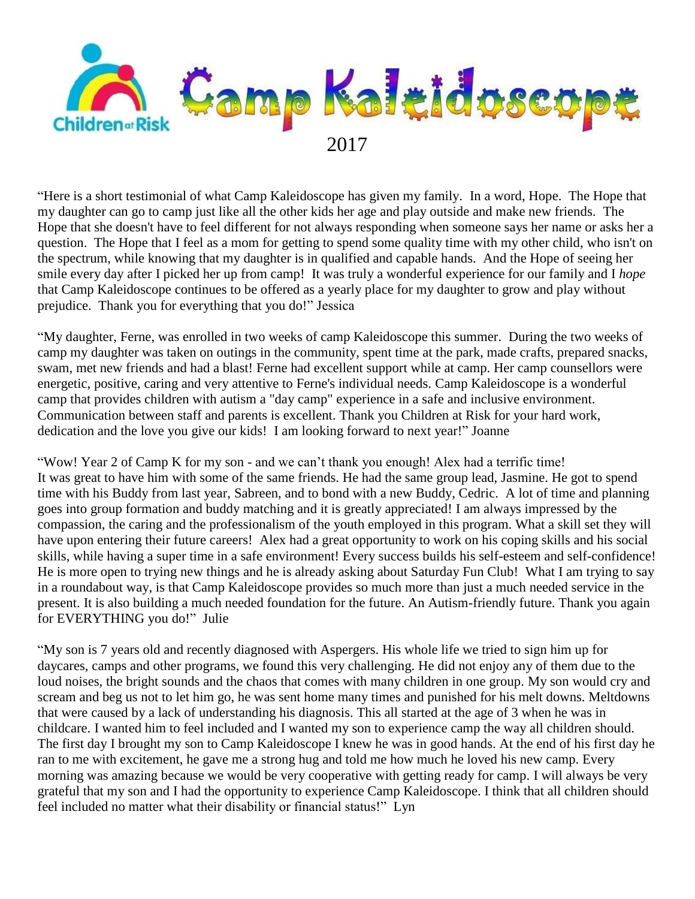Children at Risk

# Camp Kaleidoscope

2017

"Here is a short testimonial of what Camp Kaleidoscope has given my family. In a word, Hope. The Hope that my daughter can go to camp just like all the other kids her age and play outside and make new friends. The Hope that she doesn't have to feel different for not always responding when someone says her name or asks her a question. The Hope that I feel as a mom for getting to spend some quality time with my other child, who isn't on the spectrum, while knowing that my daughter is in qualified and capable hands. And the Hope of seeing her smile every day after I picked her up from camp! It was truly a wonderful experience for our family and I *hope* that Camp Kaleidoscope continues to be offered as a yearly place for my daughter to grow and play without prejudice. Thank you for everything that you do!" Jessica

"My daughter, Ferne, was enrolled in two weeks of camp Kaleidoscope this summer. During the two weeks of camp my daughter was taken on outings in the community, spent time at the park, made crafts, prepared snacks, swam, met new friends and had a blast! Ferne had excellent support while at camp. Her camp counsellors were energetic, positive, caring and very attentive to Ferne's individual needs. Camp Kaleidoscope is a wonderful camp that provides children with autism a "day camp" experience in a safe and inclusive environment. Communication between staff and parents is excellent. Thank you Children at Risk for your hard work, dedication and the love you give our kids! I am looking forward to next year!" Joanne

"Wow! Year 2 of Camp K for my son - and we can't thank you enough! Alex had a terrific time! It was great to have him with some of the same friends. He had the same group lead, Jasmine. He got to spend time with his Buddy from last year, Sabreen, and to bond with a new Buddy, Cedric. A lot of time and planning goes into group formation and buddy matching and it is greatly appreciated! I am always impressed by the compassion, the caring and the professionalism of the youth employed in this program. What a skill set they will have upon entering their future careers! Alex had a great opportunity to work on his coping skills and his social skills, while having a super time in a safe environment! Every success builds his self-esteem and self-confidence! He is more open to trying new things and he is already asking about Saturday Fun Club! What I am trying to say in a roundabout way, is that Camp Kaleidoscope provides so much more than just a much needed service in the present. It is also building a much needed foundation for the future. An Autism-friendly future. Thank you again for EVERYTHING you do!" Julie

"My son is 7 years old and recently diagnosed with Aspergers. His whole life we tried to sign him up for daycares, camps and other programs, we found this very challenging. He did not enjoy any of them due to the loud noises, the bright sounds and the chaos that comes with many children in one group. My son would cry and scream and beg us not to let him go, he was sent home many times and punished for his melt downs. Meltdowns that were caused by a lack of understanding his diagnosis. This all started at the age of 3 when he was in childcare. I wanted him to feel included and I wanted my son to experience camp the way all children should. The first day I brought my son to Camp Kaleidoscope I knew he was in good hands. At the end of his first day he ran to me with excitement, he gave me a strong hug and told me how much he loved his new camp. Every morning was amazing because we would be very cooperative with getting ready for camp. I will always be very grateful that my son and I had the opportunity to experience Camp Kaleidoscope. I think that all children should feel included no matter what their disability or financial status!" Lyn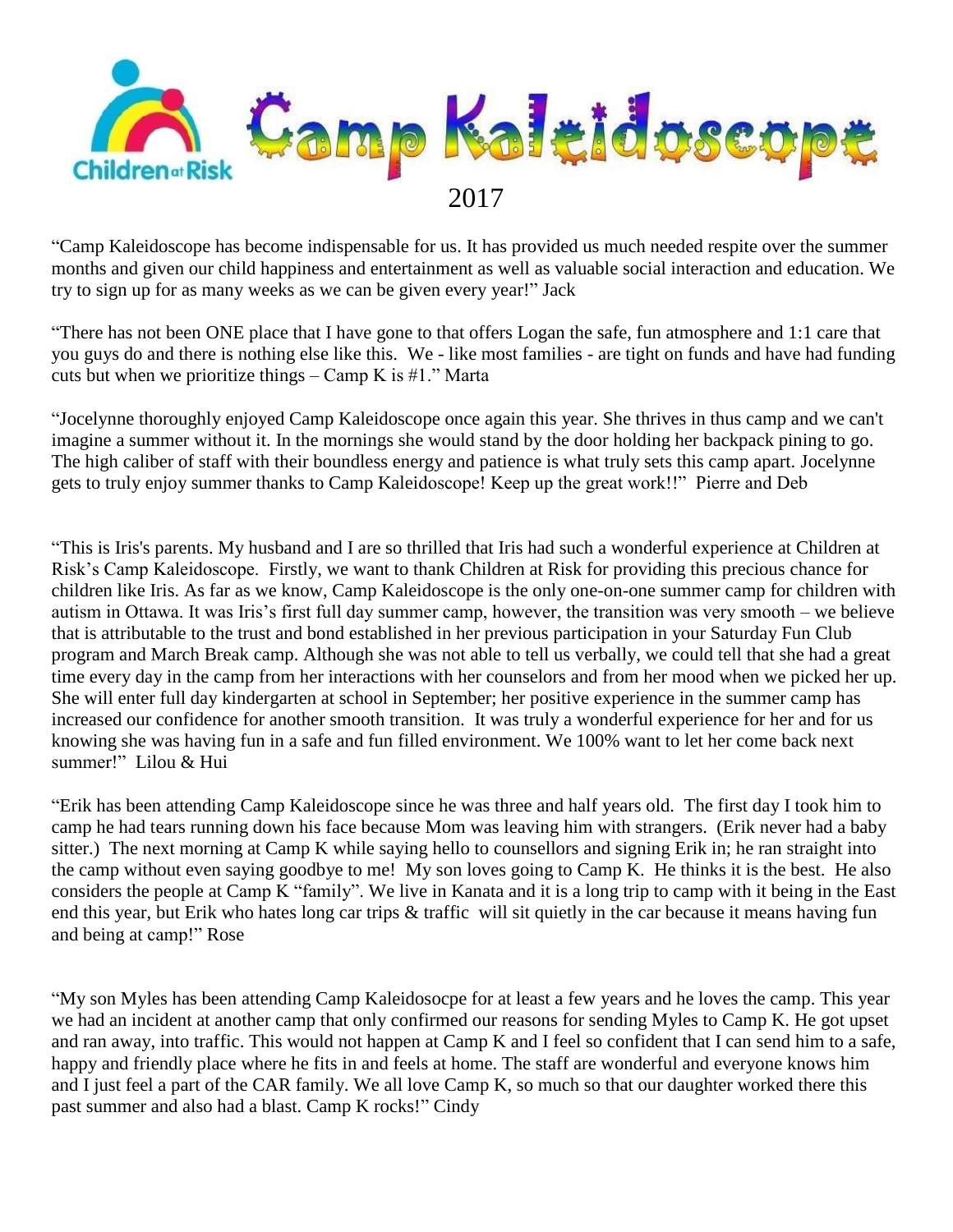Children at Risk

# Camp Kaleidoscope

2017

“Camp Kaleidoscope has become indispensable for us. It has provided us much needed respite over the summer months and given our child happiness and entertainment as well as valuable social interaction and education. We try to sign up for as many weeks as we can be given every year!” Jack

“There has not been ONE place that I have gone to that offers Logan the safe, fun atmosphere and 1:1 care that you guys do and there is nothing else like this. We - like most families - are tight on funds and have had funding cuts but when we prioritize things – Camp K is #1.” Marta

“Jocelynne thoroughly enjoyed Camp Kaleidoscope once again this year. She thrives in thus camp and we can't imagine a summer without it. In the mornings she would stand by the door holding her backpack pining to go. The high caliber of staff with their boundless energy and patience is what truly sets this camp apart. Jocelynne gets to truly enjoy summer thanks to Camp Kaleidoscope! Keep up the great work!!” Pierre and Deb

“This is Iris's parents. My husband and I are so thrilled that Iris had such a wonderful experience at Children at Risk’s Camp Kaleidoscope. Firstly, we want to thank Children at Risk for providing this precious chance for children like Iris. As far as we know, Camp Kaleidoscope is the only one-on-one summer camp for children with autism in Ottawa. It was Iris’s first full day summer camp, however, the transition was very smooth – we believe that is attributable to the trust and bond established in her previous participation in your Saturday Fun Club program and March Break camp. Although she was not able to tell us verbally, we could tell that she had a great time every day in the camp from her interactions with her counselors and from her mood when we picked her up. She will enter full day kindergarten at school in September; her positive experience in the summer camp has increased our confidence for another smooth transition. It was truly a wonderful experience for her and for us knowing she was having fun in a safe and fun filled environment. We 100% want to let her come back next summer!” Lilou & Hui

“Erik has been attending Camp Kaleidoscope since he was three and half years old. The first day I took him to camp he had tears running down his face because Mom was leaving him with strangers. (Erik never had a baby sitter.) The next morning at Camp K while saying hello to counsellors and signing Erik in; he ran straight into the camp without even saying goodbye to me! My son loves going to Camp K. He thinks it is the best. He also considers the people at Camp K “family”. We live in Kanata and it is a long trip to camp with it being in the East end this year, but Erik who hates long car trips & traffic will sit quietly in the car because it means having fun and being at camp!” Rose

“My son Myles has been attending Camp Kaleidosocpe for at least a few years and he loves the camp. This year we had an incident at another camp that only confirmed our reasons for sending Myles to Camp K. He got upset and ran away, into traffic. This would not happen at Camp K and I feel so confident that I can send him to a safe, happy and friendly place where he fits in and feels at home. The staff are wonderful and everyone knows him and I just feel a part of the CAR family. We all love Camp K, so much so that our daughter worked there this past summer and also had a blast. Camp K rocks!” Cindy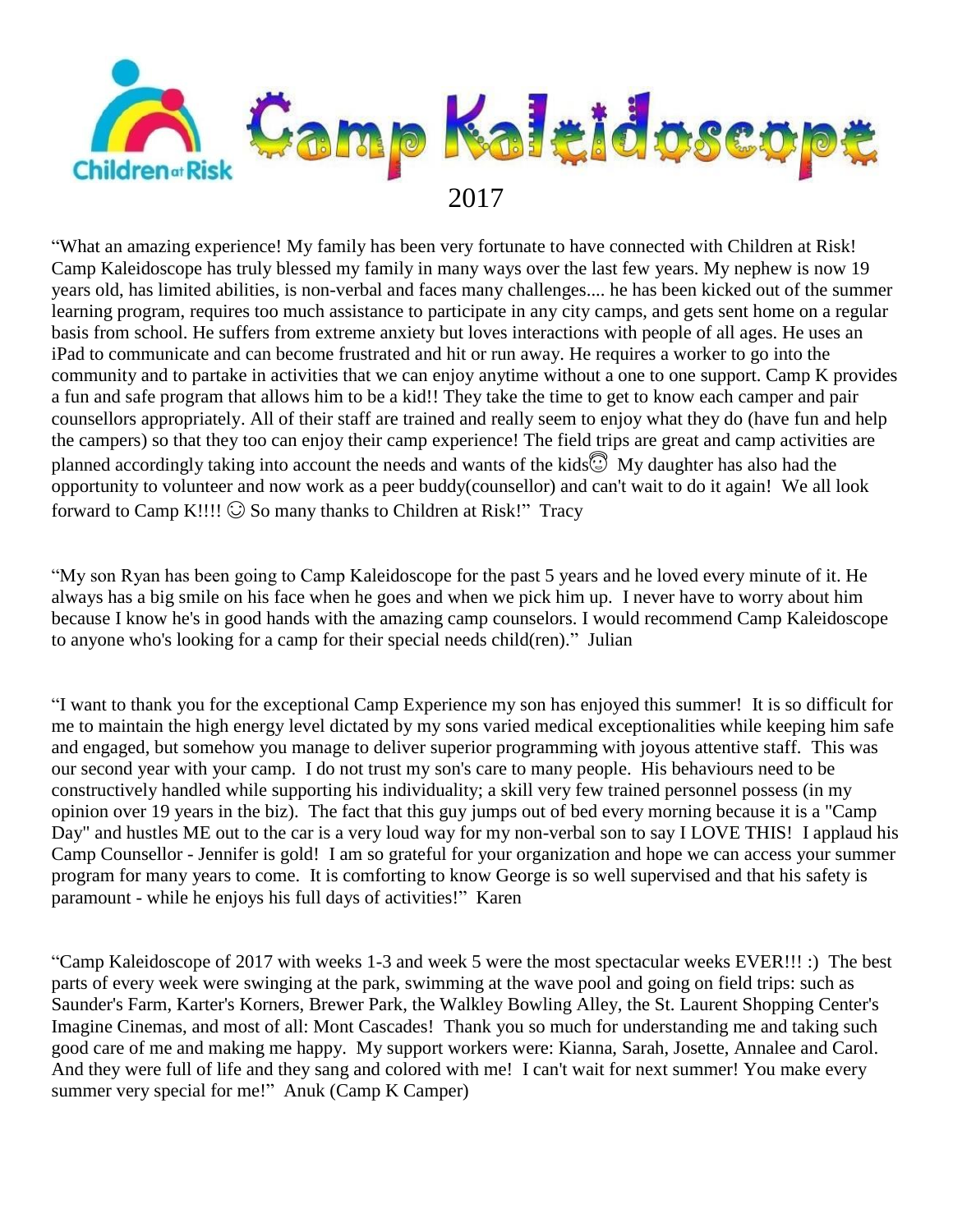Children at Risk

# Camp Kaleidoscope

2017

"What an amazing experience! My family has been very fortunate to have connected with Children at Risk! Camp Kaleidoscope has truly blessed my family in many ways over the last few years. My nephew is now 19 years old, has limited abilities, is non-verbal and faces many challenges.... he has been kicked out of the summer learning program, requires too much assistance to participate in any city camps, and gets sent home on a regular basis from school. He suffers from extreme anxiety but loves interactions with people of all ages. He uses an iPad to communicate and can become frustrated and hit or run away. He requires a worker to go into the community and to partake in activities that we can enjoy anytime without a one to one support. Camp K provides a fun and safe program that allows him to be a kid!! They take the time to get to know each camper and pair counsellors appropriately. All of their staff are trained and really seem to enjoy what they do (have fun and help the campers) so that they too can enjoy their camp experience! The field trips are great and camp activities are planned accordingly taking into account the needs and wants of the kids☺ My daughter has also had the opportunity to volunteer and now work as a peer buddy(counsellor) and can't wait to do it again! We all look forward to Camp K!!!! ☺ So many thanks to Children at Risk!" Tracy

"My son Ryan has been going to Camp Kaleidoscope for the past 5 years and he loved every minute of it. He always has a big smile on his face when he goes and when we pick him up. I never have to worry about him because I know he's in good hands with the amazing camp counselors. I would recommend Camp Kaleidoscope to anyone who's looking for a camp for their special needs child(ren)." Julian

"I want to thank you for the exceptional Camp Experience my son has enjoyed this summer! It is so difficult for me to maintain the high energy level dictated by my sons varied medical exceptionalities while keeping him safe and engaged, but somehow you manage to deliver superior programming with joyous attentive staff. This was our second year with your camp. I do not trust my son's care to many people. His behaviours need to be constructively handled while supporting his individuality; a skill very few trained personnel possess (in my opinion over 19 years in the biz). The fact that this guy jumps out of bed every morning because it is a "Camp Day" and hustles ME out to the car is a very loud way for my non-verbal son to say I LOVE THIS! I applaud his Camp Counsellor - Jennifer is gold! I am so grateful for your organization and hope we can access your summer program for many years to come. It is comforting to know George is so well supervised and that his safety is paramount - while he enjoys his full days of activities!" Karen

"Camp Kaleidoscope of 2017 with weeks 1-3 and week 5 were the most spectacular weeks EVER!!! :) The best parts of every week were swinging at the park, swimming at the wave pool and going on field trips: such as Saunder's Farm, Karter's Korners, Brewer Park, the Walkley Bowling Alley, the St. Laurent Shopping Center's Imagine Cinemas, and most of all: Mont Cascades! Thank you so much for understanding me and taking such good care of me and making me happy. My support workers were: Kianna, Sarah, Josette, Annalee and Carol. And they were full of life and they sang and colored with me! I can't wait for next summer! You make every summer very special for me!" Anuk (Camp K Camper)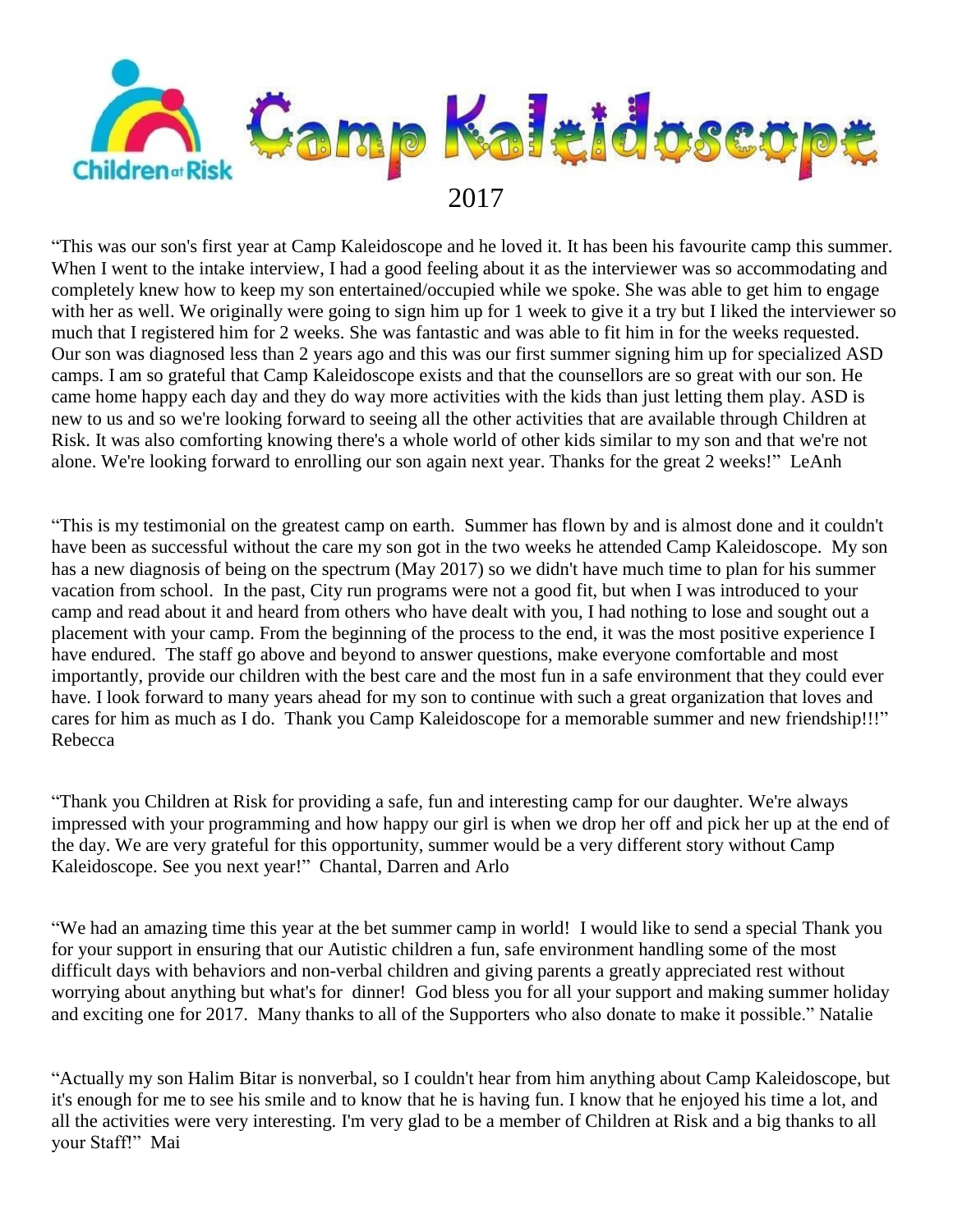Children at Risk

# Camp Kaleidoscope

2017

"This was our son's first year at Camp Kaleidoscope and he loved it. It has been his favourite camp this summer. When I went to the intake interview, I had a good feeling about it as the interviewer was so accommodating and completely knew how to keep my son entertained/occupied while we spoke. She was able to get him to engage with her as well. We originally were going to sign him up for 1 week to give it a try but I liked the interviewer so much that I registered him for 2 weeks. She was fantastic and was able to fit him in for the weeks requested. Our son was diagnosed less than 2 years ago and this was our first summer signing him up for specialized ASD camps. I am so grateful that Camp Kaleidoscope exists and that the counsellors are so great with our son. He came home happy each day and they do way more activities with the kids than just letting them play. ASD is new to us and so we're looking forward to seeing all the other activities that are available through Children at Risk. It was also comforting knowing there's a whole world of other kids similar to my son and that we're not alone. We're looking forward to enrolling our son again next year. Thanks for the great 2 weeks!" LeAnh

"This is my testimonial on the greatest camp on earth. Summer has flown by and is almost done and it couldn't have been as successful without the care my son got in the two weeks he attended Camp Kaleidoscope. My son has a new diagnosis of being on the spectrum (May 2017) so we didn't have much time to plan for his summer vacation from school. In the past, City run programs were not a good fit, but when I was introduced to your camp and read about it and heard from others who have dealt with you, I had nothing to lose and sought out a placement with your camp. From the beginning of the process to the end, it was the most positive experience I have endured. The staff go above and beyond to answer questions, make everyone comfortable and most importantly, provide our children with the best care and the most fun in a safe environment that they could ever have. I look forward to many years ahead for my son to continue with such a great organization that loves and cares for him as much as I do. Thank you Camp Kaleidoscope for a memorable summer and new friendship!!!" Rebecca

"Thank you Children at Risk for providing a safe, fun and interesting camp for our daughter. We're always impressed with your programming and how happy our girl is when we drop her off and pick her up at the end of the day. We are very grateful for this opportunity, summer would be a very different story without Camp Kaleidoscope. See you next year!" Chantal, Darren and Arlo

"We had an amazing time this year at the bet summer camp in world! I would like to send a special Thank you for your support in ensuring that our Autistic children a fun, safe environment handling some of the most difficult days with behaviors and non-verbal children and giving parents a greatly appreciated rest without worrying about anything but what's for dinner! God bless you for all your support and making summer holiday and exciting one for 2017. Many thanks to all of the Supporters who also donate to make it possible." Natalie

"Actually my son Halim Bitar is nonverbal, so I couldn't hear from him anything about Camp Kaleidoscope, but it's enough for me to see his smile and to know that he is having fun. I know that he enjoyed his time a lot, and all the activities were very interesting. I'm very glad to be a member of Children at Risk and a big thanks to all your Staff!" Mai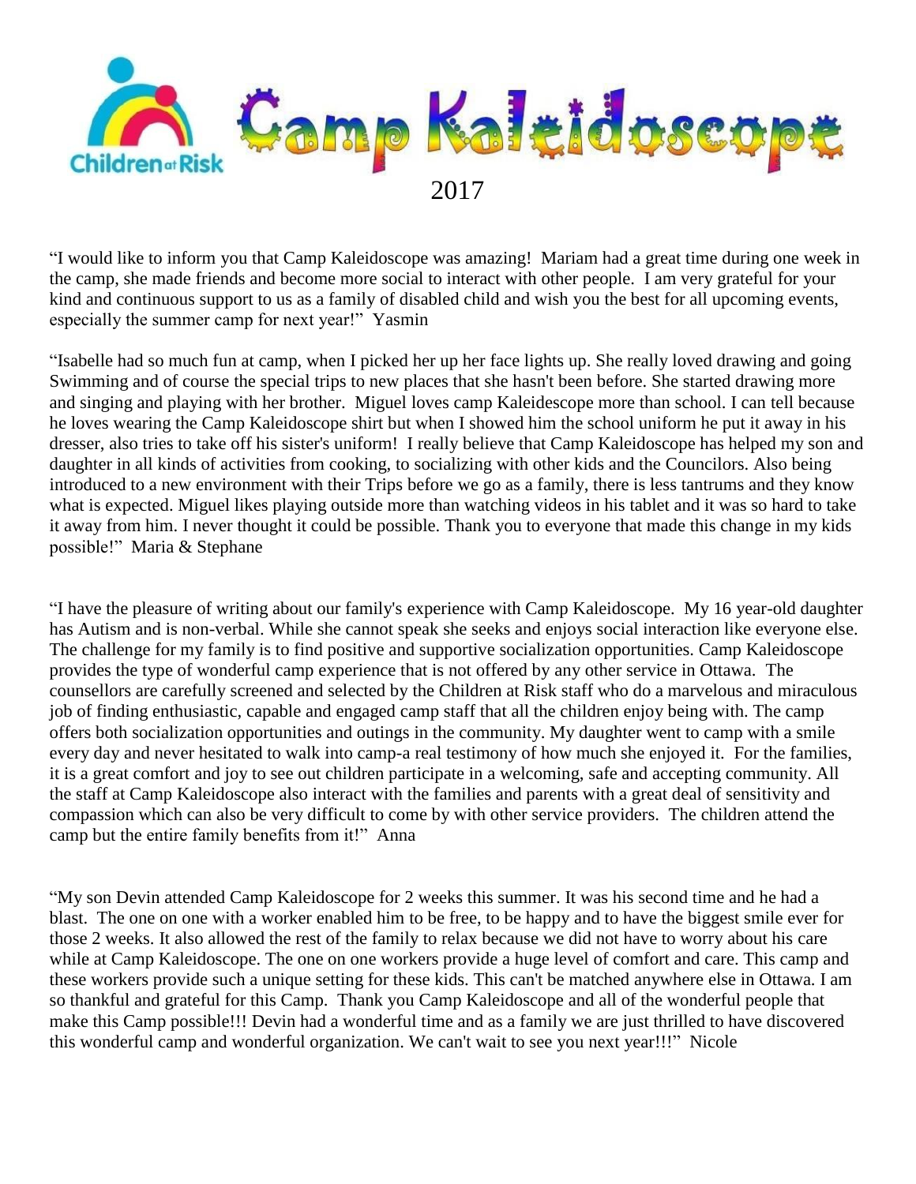Children at Risk

# Camp Kaleidoscope

2017

"I would like to inform you that Camp Kaleidoscope was amazing! Mariam had a great time during one week in the camp, she made friends and become more social to interact with other people. I am very grateful for your kind and continuous support to us as a family of disabled child and wish you the best for all upcoming events, especially the summer camp for next year!" Yasmin

"Isabelle had so much fun at camp, when I picked her up her face lights up. She really loved drawing and going Swimming and of course the special trips to new places that she hasn't been before. She started drawing more and singing and playing with her brother. Miguel loves camp Kaleidescope more than school. I can tell because he loves wearing the Camp Kaleidoscope shirt but when I showed him the school uniform he put it away in his dresser, also tries to take off his sister's uniform! I really believe that Camp Kaleidoscope has helped my son and daughter in all kinds of activities from cooking, to socializing with other kids and the Councilors. Also being introduced to a new environment with their Trips before we go as a family, there is less tantrums and they know what is expected. Miguel likes playing outside more than watching videos in his tablet and it was so hard to take it away from him. I never thought it could be possible. Thank you to everyone that made this change in my kids possible!" Maria & Stephane

"I have the pleasure of writing about our family's experience with Camp Kaleidoscope. My 16 year-old daughter has Autism and is non-verbal. While she cannot speak she seeks and enjoys social interaction like everyone else. The challenge for my family is to find positive and supportive socialization opportunities. Camp Kaleidoscope provides the type of wonderful camp experience that is not offered by any other service in Ottawa. The counsellors are carefully screened and selected by the Children at Risk staff who do a marvelous and miraculous job of finding enthusiastic, capable and engaged camp staff that all the children enjoy being with. The camp offers both socialization opportunities and outings in the community. My daughter went to camp with a smile every day and never hesitated to walk into camp-a real testimony of how much she enjoyed it. For the families, it is a great comfort and joy to see out children participate in a welcoming, safe and accepting community. All the staff at Camp Kaleidoscope also interact with the families and parents with a great deal of sensitivity and compassion which can also be very difficult to come by with other service providers. The children attend the camp but the entire family benefits from it!" Anna

"My son Devin attended Camp Kaleidoscope for 2 weeks this summer. It was his second time and he had a blast. The one on one with a worker enabled him to be free, to be happy and to have the biggest smile ever for those 2 weeks. It also allowed the rest of the family to relax because we did not have to worry about his care while at Camp Kaleidoscope. The one on one workers provide a huge level of comfort and care. This camp and these workers provide such a unique setting for these kids. This can't be matched anywhere else in Ottawa. I am so thankful and grateful for this Camp. Thank you Camp Kaleidoscope and all of the wonderful people that make this Camp possible!!! Devin had a wonderful time and as a family we are just thrilled to have discovered this wonderful camp and wonderful organization. We can't wait to see you next year!!!" Nicole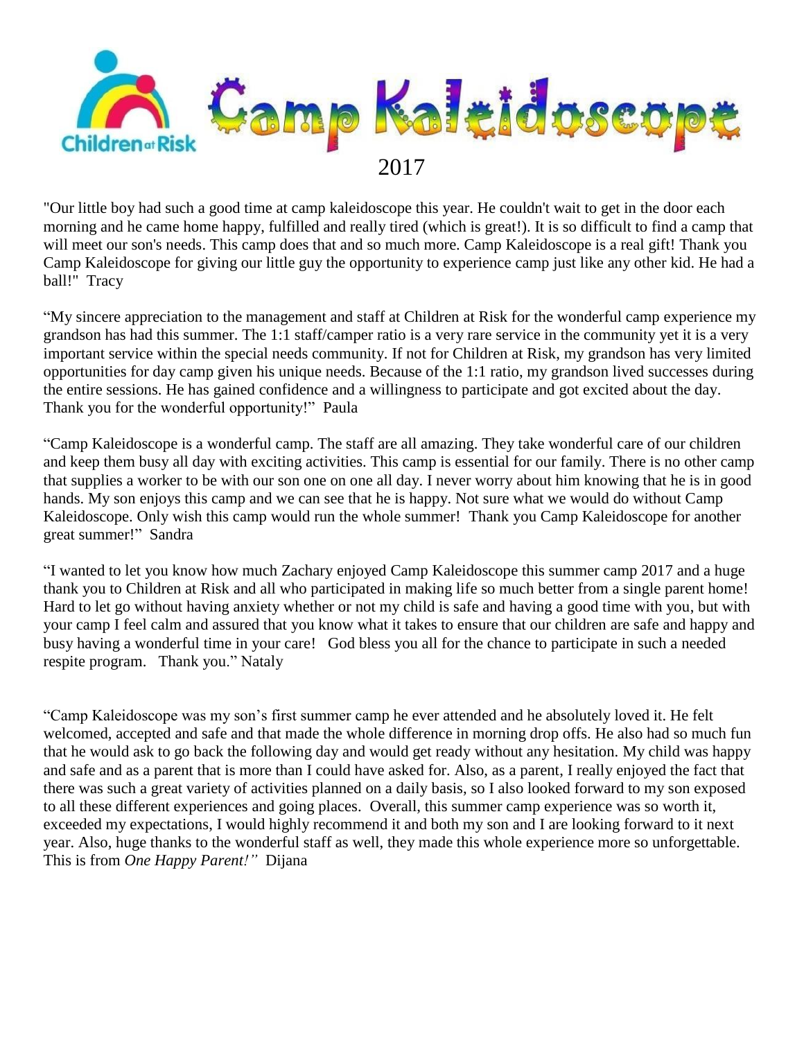Children at Risk

# Camp Kaleidoscope

2017

"Our little boy had such a good time at camp kaleidoscope this year. He couldn't wait to get in the door each morning and he came home happy, fulfilled and really tired (which is great!). It is so difficult to find a camp that will meet our son's needs. This camp does that and so much more. Camp Kaleidoscope is a real gift! Thank you Camp Kaleidoscope for giving our little guy the opportunity to experience camp just like any other kid. He had a ball!" Tracy

"My sincere appreciation to the management and staff at Children at Risk for the wonderful camp experience my grandson has had this summer. The 1:1 staff/camper ratio is a very rare service in the community yet it is a very important service within the special needs community. If not for Children at Risk, my grandson has very limited opportunities for day camp given his unique needs. Because of the 1:1 ratio, my grandson lived successes during the entire sessions. He has gained confidence and a willingness to participate and got excited about the day. Thank you for the wonderful opportunity!" Paula

"Camp Kaleidoscope is a wonderful camp. The staff are all amazing. They take wonderful care of our children and keep them busy all day with exciting activities. This camp is essential for our family. There is no other camp that supplies a worker to be with our son one on one all day. I never worry about him knowing that he is in good hands. My son enjoys this camp and we can see that he is happy. Not sure what we would do without Camp Kaleidoscope. Only wish this camp would run the whole summer! Thank you Camp Kaleidoscope for another great summer!" Sandra

"I wanted to let you know how much Zachary enjoyed Camp Kaleidoscope this summer camp 2017 and a huge thank you to Children at Risk and all who participated in making life so much better from a single parent home! Hard to let go without having anxiety whether or not my child is safe and having a good time with you, but with your camp I feel calm and assured that you know what it takes to ensure that our children are safe and happy and busy having a wonderful time in your care! God bless you all for the chance to participate in such a needed respite program. Thank you." Nataly

"Camp Kaleidoscope was my son's first summer camp he ever attended and he absolutely loved it. He felt welcomed, accepted and safe and that made the whole difference in morning drop offs. He also had so much fun that he would ask to go back the following day and would get ready without any hesitation. My child was happy and safe and as a parent that is more than I could have asked for. Also, as a parent, I really enjoyed the fact that there was such a great variety of activities planned on a daily basis, so I also looked forward to my son exposed to all these different experiences and going places. Overall, this summer camp experience was so worth it, exceeded my expectations, I would highly recommend it and both my son and I are looking forward to it next year. Also, huge thanks to the wonderful staff as well, they made this whole experience more so unforgettable. This is from *One Happy Parent!"* Dijana